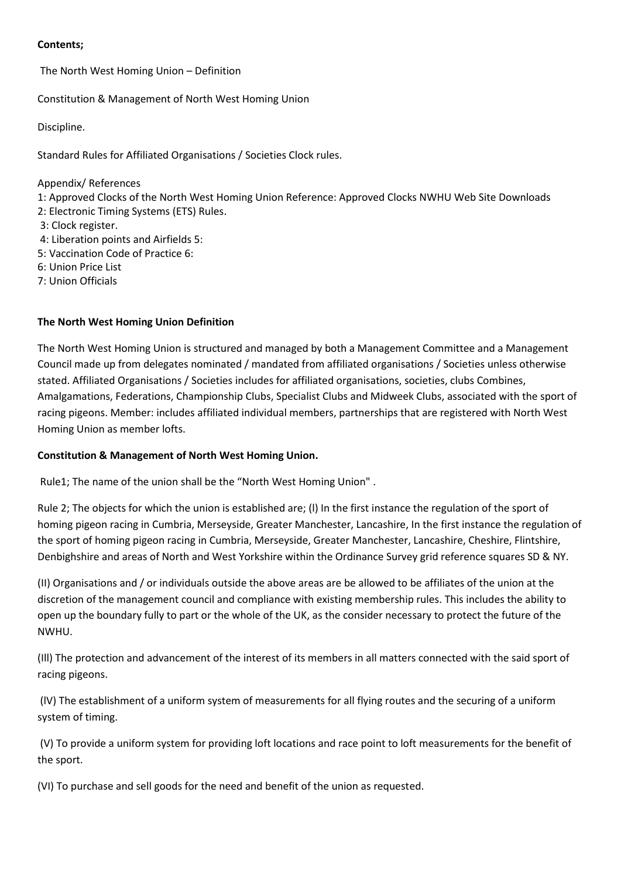**Contents;**

The North West Homing Union – Definition

Constitution & Management of North West Homing Union

Discipline.

Standard Rules for Affiliated Organisations / Societies Clock rules.

Appendix/ References
1: Approved Clocks of the North West Homing Union Reference: Approved Clocks NWHU Web Site Downloads
2: Electronic Timing Systems (ETS) Rules.
3: Clock register.
4: Liberation points and Airfields 5:
5: Vaccination Code of Practice 6:
6: Union Price List
7: Union Officials

**The North West Homing Union Definition**

The North West Homing Union is structured and managed by both a Management Committee and a Management Council made up from delegates nominated / mandated from affiliated organisations / Societies unless otherwise stated. Affiliated Organisations / Societies includes for affiliated organisations, societies, clubs Combines, Amalgamations, Federations, Championship Clubs, Specialist Clubs and Midweek Clubs, associated with the sport of racing pigeons. Member: includes affiliated individual members, partnerships that are registered with North West Homing Union as member lofts.

**Constitution & Management of North West Homing Union.**

Rule1; The name of the union shall be the "North West Homing Union" .

Rule 2; The objects for which the union is established are; (I) In the first instance the regulation of the sport of homing pigeon racing in Cumbria, Merseyside, Greater Manchester, Lancashire, In the first instance the regulation of the sport of homing pigeon racing in Cumbria, Merseyside, Greater Manchester, Lancashire, Cheshire, Flintshire, Denbighshire and areas of North and West Yorkshire within the Ordinance Survey grid reference squares SD & NY.

(II) Organisations and / or individuals outside the above areas are be allowed to be affiliates of the union at the discretion of the management council and compliance with existing membership rules. This includes the ability to open up the boundary fully to part or the whole of the UK, as the consider necessary to protect the future of the NWHU.

(Ill) The protection and advancement of the interest of its members in all matters connected with the said sport of racing pigeons.

(lV) The establishment of a uniform system of measurements for all flying routes and the securing of a uniform system of timing.

(V) To provide a uniform system for providing loft locations and race point to loft measurements for the benefit of the sport.

(VI) To purchase and sell goods for the need and benefit of the union as requested.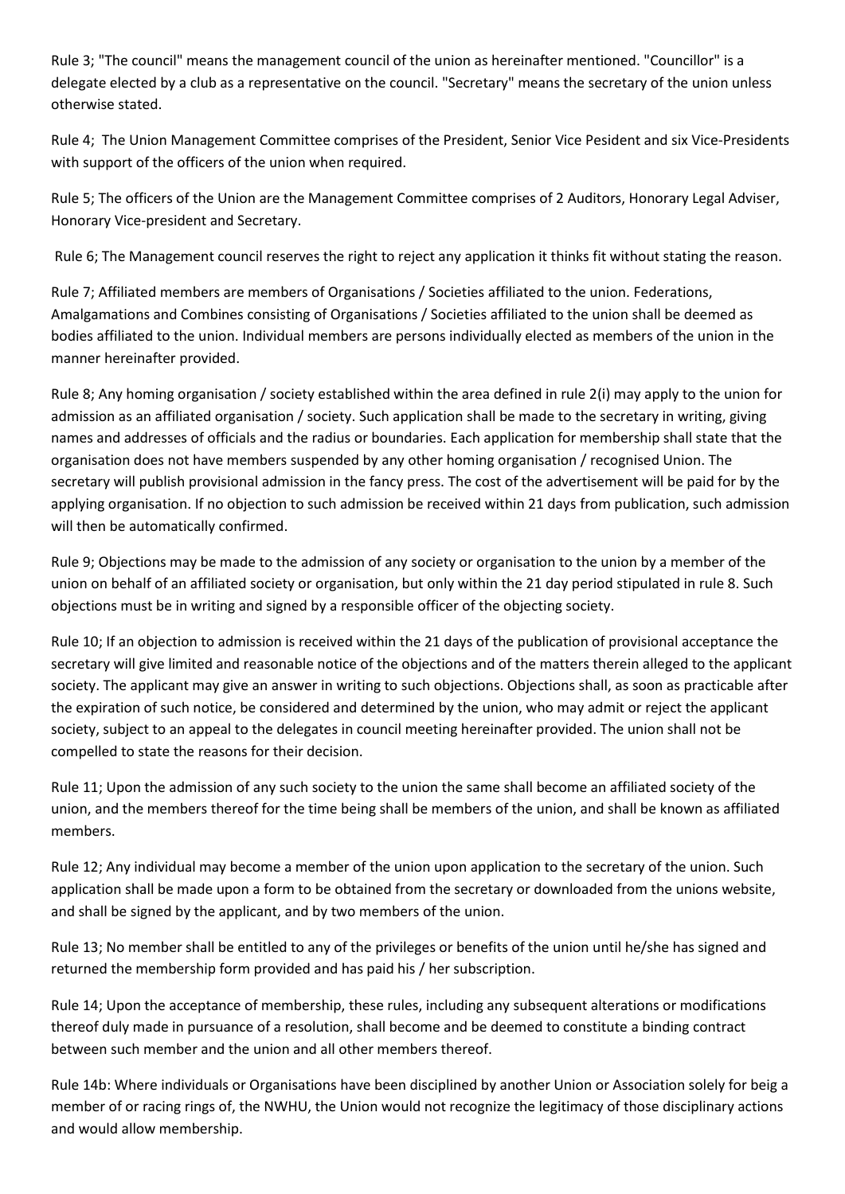Rule 3; "The council" means the management council of the union as hereinafter mentioned. "Councillor" is a delegate elected by a club as a representative on the council. "Secretary" means the secretary of the union unless otherwise stated.

Rule 4; The Union Management Committee comprises of the President, Senior Vice Pesident and six Vice-Presidents with support of the officers of the union when required.

Rule 5; The officers of the Union are the Management Committee comprises of 2 Auditors, Honorary Legal Adviser, Honorary Vice-president and Secretary.

Rule 6; The Management council reserves the right to reject any application it thinks fit without stating the reason.

Rule 7; Affiliated members are members of Organisations / Societies affiliated to the union. Federations, Amalgamations and Combines consisting of Organisations / Societies affiliated to the union shall be deemed as bodies affiliated to the union. Individual members are persons individually elected as members of the union in the manner hereinafter provided.

Rule 8; Any homing organisation / society established within the area defined in rule 2(i) may apply to the union for admission as an affiliated organisation / society. Such application shall be made to the secretary in writing, giving names and addresses of officials and the radius or boundaries. Each application for membership shall state that the organisation does not have members suspended by any other homing organisation / recognised Union. The secretary will publish provisional admission in the fancy press. The cost of the advertisement will be paid for by the applying organisation. If no objection to such admission be received within 21 days from publication, such admission will then be automatically confirmed.

Rule 9; Objections may be made to the admission of any society or organisation to the union by a member of the union on behalf of an affiliated society or organisation, but only within the 21 day period stipulated in rule 8. Such objections must be in writing and signed by a responsible officer of the objecting society.

Rule 10; If an objection to admission is received within the 21 days of the publication of provisional acceptance the secretary will give limited and reasonable notice of the objections and of the matters therein alleged to the applicant society. The applicant may give an answer in writing to such objections. Objections shall, as soon as practicable after the expiration of such notice, be considered and determined by the union, who may admit or reject the applicant society, subject to an appeal to the delegates in council meeting hereinafter provided. The union shall not be compelled to state the reasons for their decision.

Rule 11; Upon the admission of any such society to the union the same shall become an affiliated society of the union, and the members thereof for the time being shall be members of the union, and shall be known as affiliated members.

Rule 12; Any individual may become a member of the union upon application to the secretary of the union. Such application shall be made upon a form to be obtained from the secretary or downloaded from the unions website, and shall be signed by the applicant, and by two members of the union.

Rule 13; No member shall be entitled to any of the privileges or benefits of the union until he/she has signed and returned the membership form provided and has paid his / her subscription.

Rule 14; Upon the acceptance of membership, these rules, including any subsequent alterations or modifications thereof duly made in pursuance of a resolution, shall become and be deemed to constitute a binding contract between such member and the union and all other members thereof.

Rule 14b: Where individuals or Organisations have been disciplined by another Union or Association solely for beig a member of or racing rings of, the NWHU, the Union would not recognize the legitimacy of those disciplinary actions and would allow membership.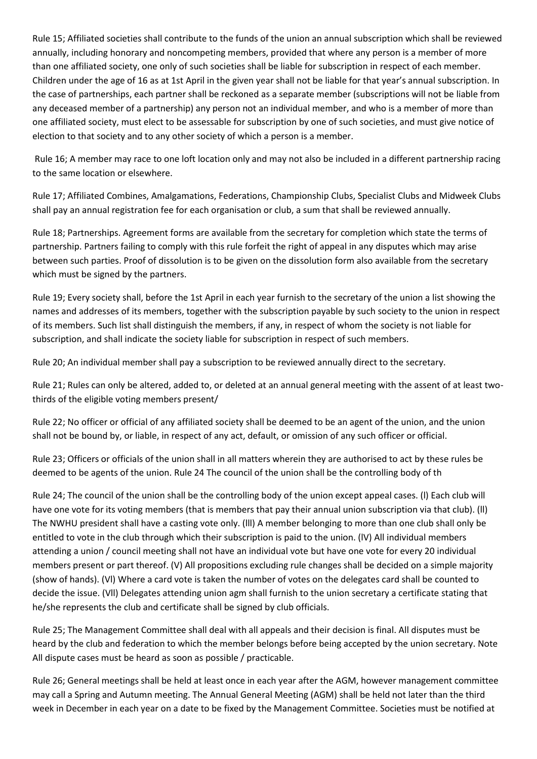Rule 15; Affiliated societies shall contribute to the funds of the union an annual subscription which shall be reviewed annually, including honorary and noncompeting members, provided that where any person is a member of more than one affiliated society, one only of such societies shall be liable for subscription in respect of each member. Children under the age of 16 as at 1st April in the given year shall not be liable for that year's annual subscription. In the case of partnerships, each partner shall be reckoned as a separate member (subscriptions will not be liable from any deceased member of a partnership) any person not an individual member, and who is a member of more than one affiliated society, must elect to be assessable for subscription by one of such societies, and must give notice of election to that society and to any other society of which a person is a member.

Rule 16; A member may race to one loft location only and may not also be included in a different partnership racing to the same location or elsewhere.

Rule 17; Affiliated Combines, Amalgamations, Federations, Championship Clubs, Specialist Clubs and Midweek Clubs shall pay an annual registration fee for each organisation or club, a sum that shall be reviewed annually.

Rule 18; Partnerships. Agreement forms are available from the secretary for completion which state the terms of partnership. Partners failing to comply with this rule forfeit the right of appeal in any disputes which may arise between such parties. Proof of dissolution is to be given on the dissolution form also available from the secretary which must be signed by the partners.

Rule 19; Every society shall, before the 1st April in each year furnish to the secretary of the union a list showing the names and addresses of its members, together with the subscription payable by such society to the union in respect of its members. Such list shall distinguish the members, if any, in respect of whom the society is not liable for subscription, and shall indicate the society liable for subscription in respect of such members.

Rule 20; An individual member shall pay a subscription to be reviewed annually direct to the secretary.

Rule 21; Rules can only be altered, added to, or deleted at an annual general meeting with the assent of at least two-thirds of the eligible voting members present/

Rule 22; No officer or official of any affiliated society shall be deemed to be an agent of the union, and the union shall not be bound by, or liable, in respect of any act, default, or omission of any such officer or official.

Rule 23; Officers or officials of the union shall in all matters wherein they are authorised to act by these rules be deemed to be agents of the union. Rule 24 The council of the union shall be the controlling body of th

Rule 24; The council of the union shall be the controlling body of the union except appeal cases. (I) Each club will have one vote for its voting members (that is members that pay their annual union subscription via that club). (II) The NWHU president shall have a casting vote only. (III) A member belonging to more than one club shall only be entitled to vote in the club through which their subscription is paid to the union. (IV) All individual members attending a union / council meeting shall not have an individual vote but have one vote for every 20 individual members present or part thereof. (V) All propositions excluding rule changes shall be decided on a simple majority (show of hands). (VI) Where a card vote is taken the number of votes on the delegates card shall be counted to decide the issue. (VII) Delegates attending union agm shall furnish to the union secretary a certificate stating that he/she represents the club and certificate shall be signed by club officials.

Rule 25; The Management Committee shall deal with all appeals and their decision is final. All disputes must be heard by the club and federation to which the member belongs before being accepted by the union secretary. Note All dispute cases must be heard as soon as possible / practicable.

Rule 26; General meetings shall be held at least once in each year after the AGM, however management committee may call a Spring and Autumn meeting. The Annual General Meeting (AGM) shall be held not later than the third week in December in each year on a date to be fixed by the Management Committee. Societies must be notified at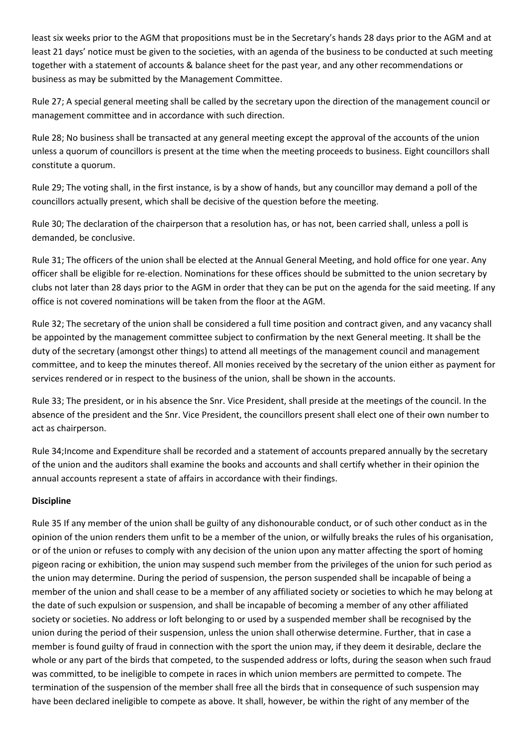least six weeks prior to the AGM that propositions must be in the Secretary's hands 28 days prior to the AGM and at least 21 days' notice must be given to the societies, with an agenda of the business to be conducted at such meeting together with a statement of accounts & balance sheet for the past year, and any other recommendations or business as may be submitted by the Management Committee.

Rule 27; A special general meeting shall be called by the secretary upon the direction of the management council or management committee and in accordance with such direction.

Rule 28; No business shall be transacted at any general meeting except the approval of the accounts of the union unless a quorum of councillors is present at the time when the meeting proceeds to business. Eight councillors shall constitute a quorum.

Rule 29; The voting shall, in the first instance, is by a show of hands, but any councillor may demand a poll of the councillors actually present, which shall be decisive of the question before the meeting.

Rule 30; The declaration of the chairperson that a resolution has, or has not, been carried shall, unless a poll is demanded, be conclusive.

Rule 31; The officers of the union shall be elected at the Annual General Meeting, and hold office for one year. Any officer shall be eligible for re-election. Nominations for these offices should be submitted to the union secretary by clubs not later than 28 days prior to the AGM in order that they can be put on the agenda for the said meeting. If any office is not covered nominations will be taken from the floor at the AGM.

Rule 32; The secretary of the union shall be considered a full time position and contract given, and any vacancy shall be appointed by the management committee subject to confirmation by the next General meeting. It shall be the duty of the secretary (amongst other things) to attend all meetings of the management council and management committee, and to keep the minutes thereof. All monies received by the secretary of the union either as payment for services rendered or in respect to the business of the union, shall be shown in the accounts.

Rule 33; The president, or in his absence the Snr. Vice President, shall preside at the meetings of the council. In the absence of the president and the Snr. Vice President, the councillors present shall elect one of their own number to act as chairperson.

Rule 34;Income and Expenditure shall be recorded and a statement of accounts prepared annually by the secretary of the union and the auditors shall examine the books and accounts and shall certify whether in their opinion the annual accounts represent a state of affairs in accordance with their findings.

**Discipline**

Rule 35 If any member of the union shall be guilty of any dishonourable conduct, or of such other conduct as in the opinion of the union renders them unfit to be a member of the union, or wilfully breaks the rules of his organisation, or of the union or refuses to comply with any decision of the union upon any matter affecting the sport of homing pigeon racing or exhibition, the union may suspend such member from the privileges of the union for such period as the union may determine. During the period of suspension, the person suspended shall be incapable of being a member of the union and shall cease to be a member of any affiliated society or societies to which he may belong at the date of such expulsion or suspension, and shall be incapable of becoming a member of any other affiliated society or societies. No address or loft belonging to or used by a suspended member shall be recognised by the union during the period of their suspension, unless the union shall otherwise determine. Further, that in case a member is found guilty of fraud in connection with the sport the union may, if they deem it desirable, declare the whole or any part of the birds that competed, to the suspended address or lofts, during the season when such fraud was committed, to be ineligible to compete in races in which union members are permitted to compete. The termination of the suspension of the member shall free all the birds that in consequence of such suspension may have been declared ineligible to compete as above. It shall, however, be within the right of any member of the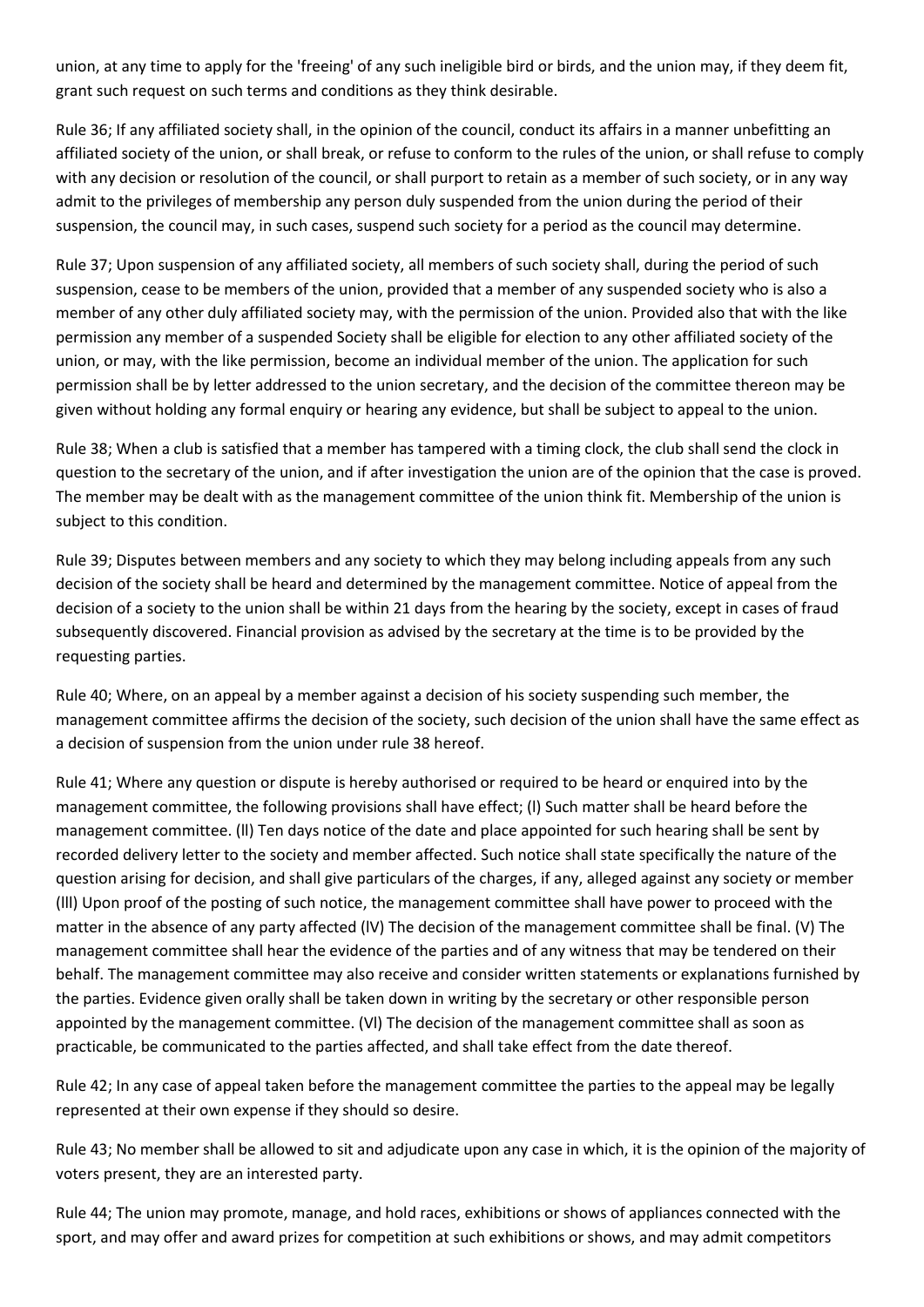union, at any time to apply for the 'freeing' of any such ineligible bird or birds, and the union may, if they deem fit, grant such request on such terms and conditions as they think desirable.

Rule 36; If any affiliated society shall, in the opinion of the council, conduct its affairs in a manner unbefitting an affiliated society of the union, or shall break, or refuse to conform to the rules of the union, or shall refuse to comply with any decision or resolution of the council, or shall purport to retain as a member of such society, or in any way admit to the privileges of membership any person duly suspended from the union during the period of their suspension, the council may, in such cases, suspend such society for a period as the council may determine.

Rule 37; Upon suspension of any affiliated society, all members of such society shall, during the period of such suspension, cease to be members of the union, provided that a member of any suspended society who is also a member of any other duly affiliated society may, with the permission of the union. Provided also that with the like permission any member of a suspended Society shall be eligible for election to any other affiliated society of the union, or may, with the like permission, become an individual member of the union. The application for such permission shall be by letter addressed to the union secretary, and the decision of the committee thereon may be given without holding any formal enquiry or hearing any evidence, but shall be subject to appeal to the union.

Rule 38; When a club is satisfied that a member has tampered with a timing clock, the club shall send the clock in question to the secretary of the union, and if after investigation the union are of the opinion that the case is proved. The member may be dealt with as the management committee of the union think fit. Membership of the union is subject to this condition.

Rule 39; Disputes between members and any society to which they may belong including appeals from any such decision of the society shall be heard and determined by the management committee. Notice of appeal from the decision of a society to the union shall be within 21 days from the hearing by the society, except in cases of fraud subsequently discovered. Financial provision as advised by the secretary at the time is to be provided by the requesting parties.

Rule 40; Where, on an appeal by a member against a decision of his society suspending such member, the management committee affirms the decision of the society, such decision of the union shall have the same effect as a decision of suspension from the union under rule 38 hereof.

Rule 41; Where any question or dispute is hereby authorised or required to be heard or enquired into by the management committee, the following provisions shall have effect; (l) Such matter shall be heard before the management committee. (ll) Ten days notice of the date and place appointed for such hearing shall be sent by recorded delivery letter to the society and member affected. Such notice shall state specifically the nature of the question arising for decision, and shall give particulars of the charges, if any, alleged against any society or member (lll) Upon proof of the posting of such notice, the management committee shall have power to proceed with the matter in the absence of any party affected (lV) The decision of the management committee shall be final. (V) The management committee shall hear the evidence of the parties and of any witness that may be tendered on their behalf. The management committee may also receive and consider written statements or explanations furnished by the parties. Evidence given orally shall be taken down in writing by the secretary or other responsible person appointed by the management committee. (Vl) The decision of the management committee shall as soon as practicable, be communicated to the parties affected, and shall take effect from the date thereof.

Rule 42; In any case of appeal taken before the management committee the parties to the appeal may be legally represented at their own expense if they should so desire.

Rule 43; No member shall be allowed to sit and adjudicate upon any case in which, it is the opinion of the majority of voters present, they are an interested party.

Rule 44; The union may promote, manage, and hold races, exhibitions or shows of appliances connected with the sport, and may offer and award prizes for competition at such exhibitions or shows, and may admit competitors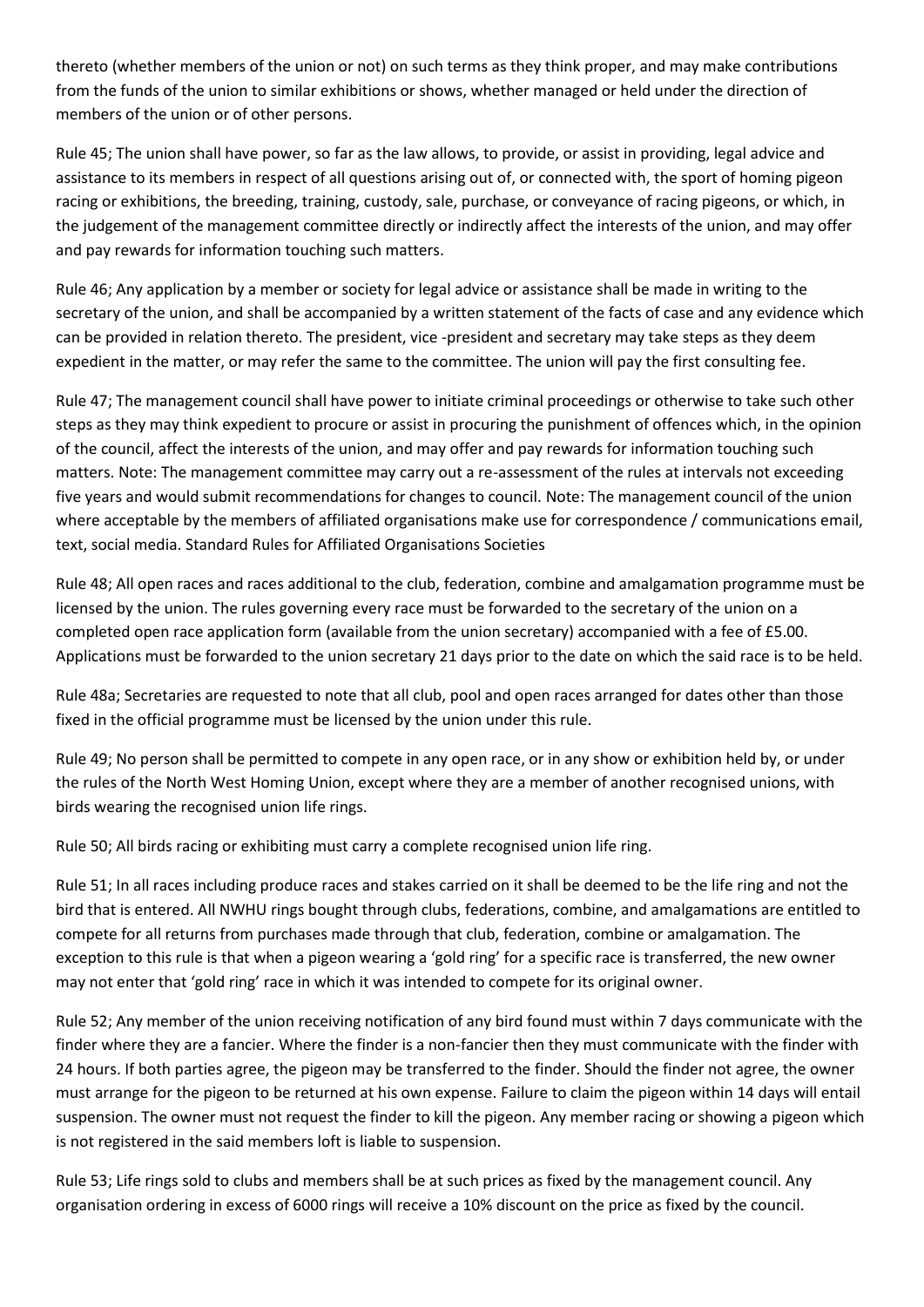thereto (whether members of the union or not) on such terms as they think proper, and may make contributions from the funds of the union to similar exhibitions or shows, whether managed or held under the direction of members of the union or of other persons.

Rule 45; The union shall have power, so far as the law allows, to provide, or assist in providing, legal advice and assistance to its members in respect of all questions arising out of, or connected with, the sport of homing pigeon racing or exhibitions, the breeding, training, custody, sale, purchase, or conveyance of racing pigeons, or which, in the judgement of the management committee directly or indirectly affect the interests of the union, and may offer and pay rewards for information touching such matters.

Rule 46; Any application by a member or society for legal advice or assistance shall be made in writing to the secretary of the union, and shall be accompanied by a written statement of the facts of case and any evidence which can be provided in relation thereto. The president, vice -president and secretary may take steps as they deem expedient in the matter, or may refer the same to the committee. The union will pay the first consulting fee.

Rule 47; The management council shall have power to initiate criminal proceedings or otherwise to take such other steps as they may think expedient to procure or assist in procuring the punishment of offences which, in the opinion of the council, affect the interests of the union, and may offer and pay rewards for information touching such matters. Note: The management committee may carry out a re-assessment of the rules at intervals not exceeding five years and would submit recommendations for changes to council. Note: The management council of the union where acceptable by the members of affiliated organisations make use for correspondence / communications email, text, social media. Standard Rules for Affiliated Organisations Societies

Rule 48; All open races and races additional to the club, federation, combine and amalgamation programme must be licensed by the union. The rules governing every race must be forwarded to the secretary of the union on a completed open race application form (available from the union secretary) accompanied with a fee of £5.00. Applications must be forwarded to the union secretary 21 days prior to the date on which the said race is to be held.

Rule 48a; Secretaries are requested to note that all club, pool and open races arranged for dates other than those fixed in the official programme must be licensed by the union under this rule.

Rule 49; No person shall be permitted to compete in any open race, or in any show or exhibition held by, or under the rules of the North West Homing Union, except where they are a member of another recognised unions, with birds wearing the recognised union life rings.

Rule 50; All birds racing or exhibiting must carry a complete recognised union life ring.

Rule 51; In all races including produce races and stakes carried on it shall be deemed to be the life ring and not the bird that is entered. All NWHU rings bought through clubs, federations, combine, and amalgamations are entitled to compete for all returns from purchases made through that club, federation, combine or amalgamation. The exception to this rule is that when a pigeon wearing a 'gold ring' for a specific race is transferred, the new owner may not enter that 'gold ring' race in which it was intended to compete for its original owner.

Rule 52; Any member of the union receiving notification of any bird found must within 7 days communicate with the finder where they are a fancier. Where the finder is a non-fancier then they must communicate with the finder with 24 hours. If both parties agree, the pigeon may be transferred to the finder. Should the finder not agree, the owner must arrange for the pigeon to be returned at his own expense. Failure to claim the pigeon within 14 days will entail suspension. The owner must not request the finder to kill the pigeon. Any member racing or showing a pigeon which is not registered in the said members loft is liable to suspension.

Rule 53; Life rings sold to clubs and members shall be at such prices as fixed by the management council. Any organisation ordering in excess of 6000 rings will receive a 10% discount on the price as fixed by the council.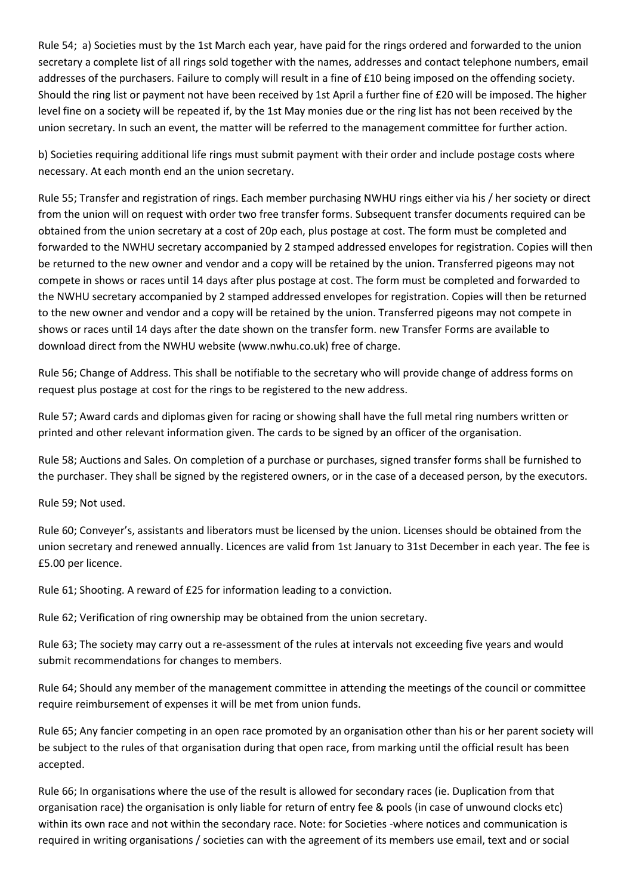Rule 54; a) Societies must by the 1st March each year, have paid for the rings ordered and forwarded to the union secretary a complete list of all rings sold together with the names, addresses and contact telephone numbers, email addresses of the purchasers. Failure to comply will result in a fine of £10 being imposed on the offending society. Should the ring list or payment not have been received by 1st April a further fine of £20 will be imposed. The higher level fine on a society will be repeated if, by the 1st May monies due or the ring list has not been received by the union secretary. In such an event, the matter will be referred to the management committee for further action.

b) Societies requiring additional life rings must submit payment with their order and include postage costs where necessary. At each month end an the union secretary.

Rule 55; Transfer and registration of rings. Each member purchasing NWHU rings either via his / her society or direct from the union will on request with order two free transfer forms. Subsequent transfer documents required can be obtained from the union secretary at a cost of 20p each, plus postage at cost. The form must be completed and forwarded to the NWHU secretary accompanied by 2 stamped addressed envelopes for registration. Copies will then be returned to the new owner and vendor and a copy will be retained by the union. Transferred pigeons may not compete in shows or races until 14 days after plus postage at cost. The form must be completed and forwarded to the NWHU secretary accompanied by 2 stamped addressed envelopes for registration. Copies will then be returned to the new owner and vendor and a copy will be retained by the union. Transferred pigeons may not compete in shows or races until 14 days after the date shown on the transfer form. new Transfer Forms are available to download direct from the NWHU website (www.nwhu.co.uk) free of charge.

Rule 56; Change of Address. This shall be notifiable to the secretary who will provide change of address forms on request plus postage at cost for the rings to be registered to the new address.

Rule 57; Award cards and diplomas given for racing or showing shall have the full metal ring numbers written or printed and other relevant information given. The cards to be signed by an officer of the organisation.

Rule 58; Auctions and Sales. On completion of a purchase or purchases, signed transfer forms shall be furnished to the purchaser. They shall be signed by the registered owners, or in the case of a deceased person, by the executors.

Rule 59; Not used.

Rule 60; Conveyer's, assistants and liberators must be licensed by the union. Licenses should be obtained from the union secretary and renewed annually. Licences are valid from 1st January to 31st December in each year. The fee is £5.00 per licence.

Rule 61; Shooting. A reward of £25 for information leading to a conviction.

Rule 62; Verification of ring ownership may be obtained from the union secretary.

Rule 63; The society may carry out a re-assessment of the rules at intervals not exceeding five years and would submit recommendations for changes to members.

Rule 64; Should any member of the management committee in attending the meetings of the council or committee require reimbursement of expenses it will be met from union funds.

Rule 65; Any fancier competing in an open race promoted by an organisation other than his or her parent society will be subject to the rules of that organisation during that open race, from marking until the official result has been accepted.

Rule 66; In organisations where the use of the result is allowed for secondary races (ie. Duplication from that organisation race) the organisation is only liable for return of entry fee & pools (in case of unwound clocks etc) within its own race and not within the secondary race. Note: for Societies -where notices and communication is required in writing organisations / societies can with the agreement of its members use email, text and or social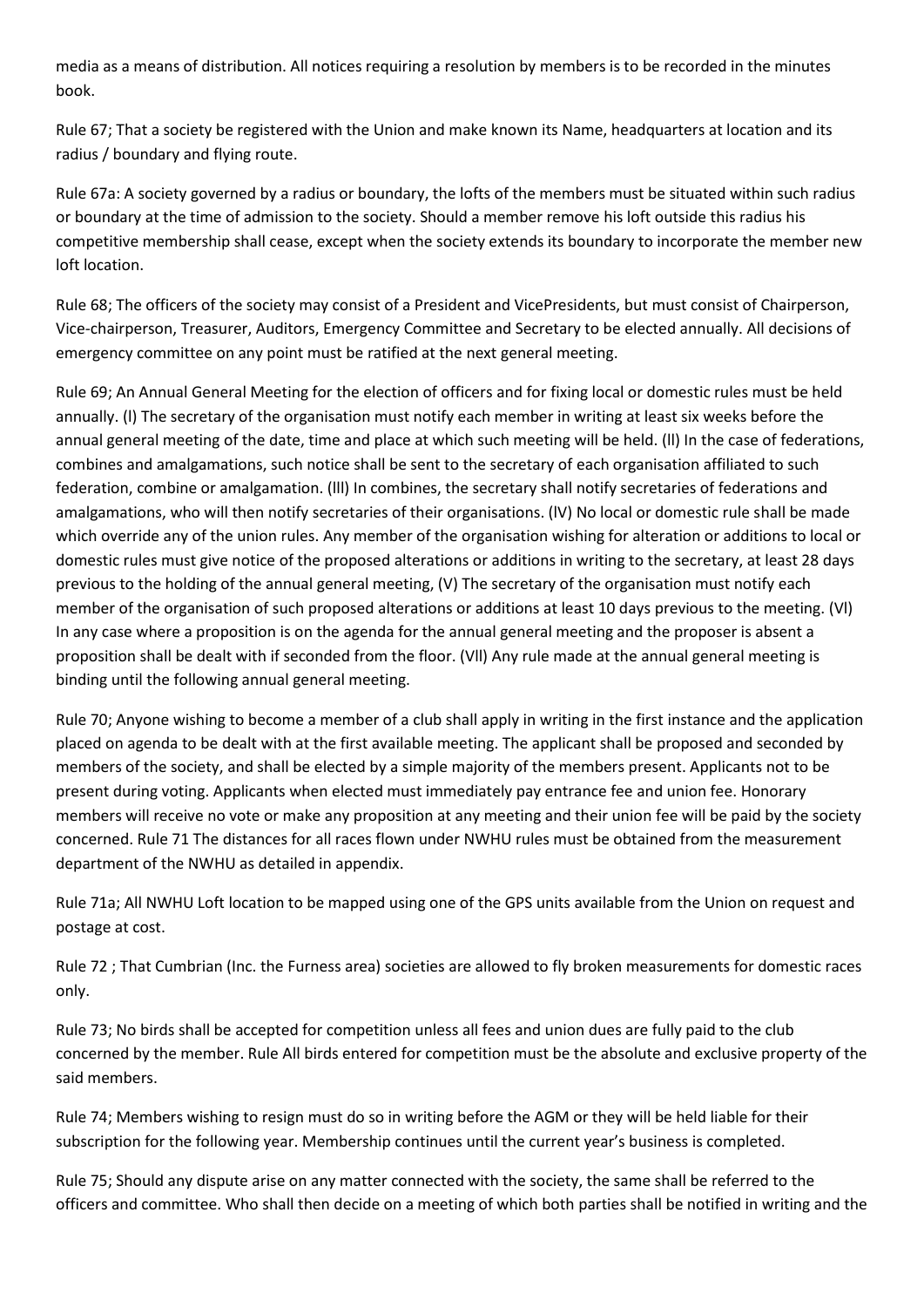media as a means of distribution. All notices requiring a resolution by members is to be recorded in the minutes book.

Rule 67; That a society be registered with the Union and make known its Name, headquarters at location and its radius / boundary and flying route.

Rule 67a: A society governed by a radius or boundary, the lofts of the members must be situated within such radius or boundary at the time of admission to the society. Should a member remove his loft outside this radius his competitive membership shall cease, except when the society extends its boundary to incorporate the member new loft location.

Rule 68; The officers of the society may consist of a President and VicePresidents, but must consist of Chairperson, Vice-chairperson, Treasurer, Auditors, Emergency Committee and Secretary to be elected annually. All decisions of emergency committee on any point must be ratified at the next general meeting.

Rule 69; An Annual General Meeting for the election of officers and for fixing local or domestic rules must be held annually. (l) The secretary of the organisation must notify each member in writing at least six weeks before the annual general meeting of the date, time and place at which such meeting will be held. (ll) In the case of federations, combines and amalgamations, such notice shall be sent to the secretary of each organisation affiliated to such federation, combine or amalgamation. (lll) In combines, the secretary shall notify secretaries of federations and amalgamations, who will then notify secretaries of their organisations. (lV) No local or domestic rule shall be made which override any of the union rules. Any member of the organisation wishing for alteration or additions to local or domestic rules must give notice of the proposed alterations or additions in writing to the secretary, at least 28 days previous to the holding of the annual general meeting, (V) The secretary of the organisation must notify each member of the organisation of such proposed alterations or additions at least 10 days previous to the meeting. (Vl) In any case where a proposition is on the agenda for the annual general meeting and the proposer is absent a proposition shall be dealt with if seconded from the floor. (Vll) Any rule made at the annual general meeting is binding until the following annual general meeting.

Rule 70; Anyone wishing to become a member of a club shall apply in writing in the first instance and the application placed on agenda to be dealt with at the first available meeting. The applicant shall be proposed and seconded by members of the society, and shall be elected by a simple majority of the members present. Applicants not to be present during voting. Applicants when elected must immediately pay entrance fee and union fee. Honorary members will receive no vote or make any proposition at any meeting and their union fee will be paid by the society concerned. Rule 71 The distances for all races flown under NWHU rules must be obtained from the measurement department of the NWHU as detailed in appendix.

Rule 71a; All NWHU Loft location to be mapped using one of the GPS units available from the Union on request and postage at cost.

Rule 72 ; That Cumbrian (Inc. the Furness area) societies are allowed to fly broken measurements for domestic races only.

Rule 73; No birds shall be accepted for competition unless all fees and union dues are fully paid to the club concerned by the member. Rule All birds entered for competition must be the absolute and exclusive property of the said members.

Rule 74; Members wishing to resign must do so in writing before the AGM or they will be held liable for their subscription for the following year. Membership continues until the current year's business is completed.

Rule 75; Should any dispute arise on any matter connected with the society, the same shall be referred to the officers and committee. Who shall then decide on a meeting of which both parties shall be notified in writing and the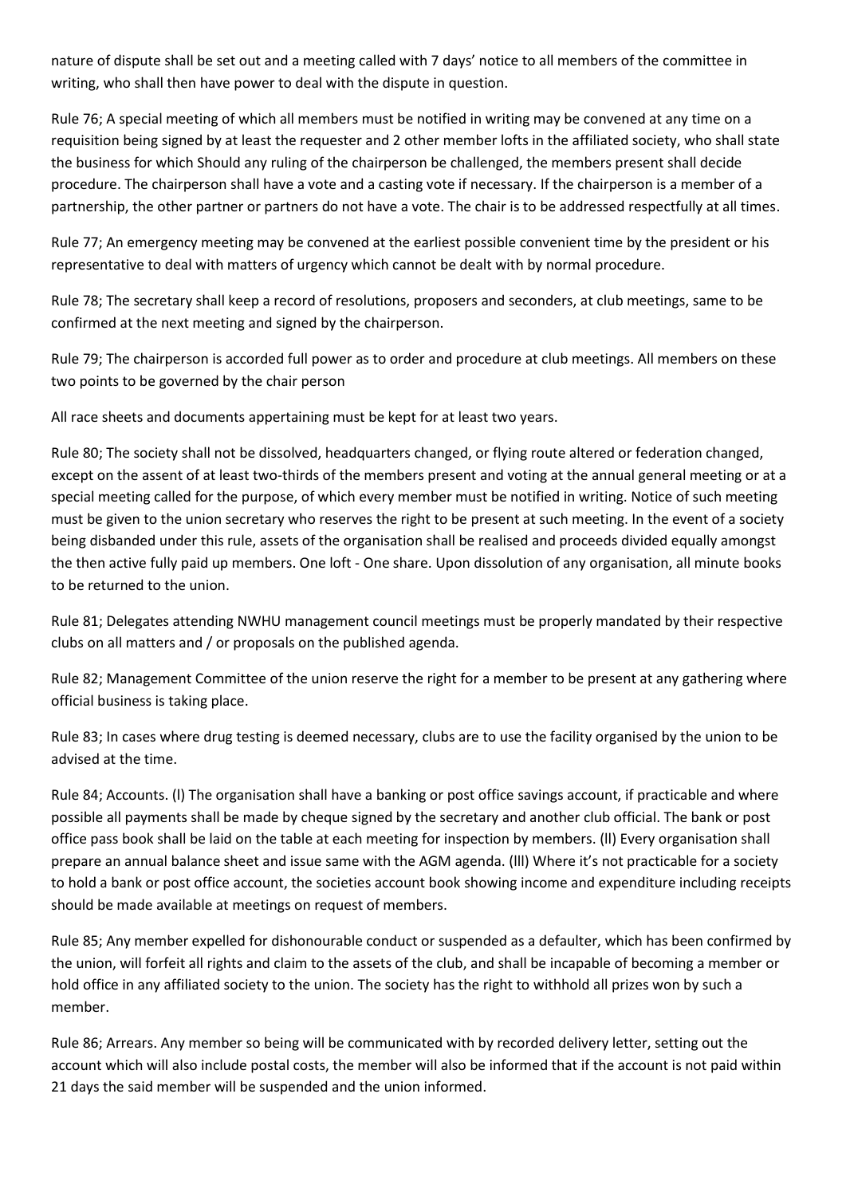nature of dispute shall be set out and a meeting called with 7 days' notice to all members of the committee in writing, who shall then have power to deal with the dispute in question.

Rule 76; A special meeting of which all members must be notified in writing may be convened at any time on a requisition being signed by at least the requester and 2 other member lofts in the affiliated society, who shall state the business for which Should any ruling of the chairperson be challenged, the members present shall decide procedure. The chairperson shall have a vote and a casting vote if necessary. If the chairperson is a member of a partnership, the other partner or partners do not have a vote. The chair is to be addressed respectfully at all times.

Rule 77; An emergency meeting may be convened at the earliest possible convenient time by the president or his representative to deal with matters of urgency which cannot be dealt with by normal procedure.

Rule 78; The secretary shall keep a record of resolutions, proposers and seconders, at club meetings, same to be confirmed at the next meeting and signed by the chairperson.

Rule 79; The chairperson is accorded full power as to order and procedure at club meetings. All members on these two points to be governed by the chair person

All race sheets and documents appertaining must be kept for at least two years.

Rule 80; The society shall not be dissolved, headquarters changed, or flying route altered or federation changed, except on the assent of at least two-thirds of the members present and voting at the annual general meeting or at a special meeting called for the purpose, of which every member must be notified in writing. Notice of such meeting must be given to the union secretary who reserves the right to be present at such meeting. In the event of a society being disbanded under this rule, assets of the organisation shall be realised and proceeds divided equally amongst the then active fully paid up members. One loft - One share. Upon dissolution of any organisation, all minute books to be returned to the union.

Rule 81; Delegates attending NWHU management council meetings must be properly mandated by their respective clubs on all matters and / or proposals on the published agenda.

Rule 82; Management Committee of the union reserve the right for a member to be present at any gathering where official business is taking place.

Rule 83; In cases where drug testing is deemed necessary, clubs are to use the facility organised by the union to be advised at the time.

Rule 84; Accounts. (l) The organisation shall have a banking or post office savings account, if practicable and where possible all payments shall be made by cheque signed by the secretary and another club official. The bank or post office pass book shall be laid on the table at each meeting for inspection by members. (ll) Every organisation shall prepare an annual balance sheet and issue same with the AGM agenda. (lll) Where it's not practicable for a society to hold a bank or post office account, the societies account book showing income and expenditure including receipts should be made available at meetings on request of members.

Rule 85; Any member expelled for dishonourable conduct or suspended as a defaulter, which has been confirmed by the union, will forfeit all rights and claim to the assets of the club, and shall be incapable of becoming a member or hold office in any affiliated society to the union. The society has the right to withhold all prizes won by such a member.

Rule 86; Arrears. Any member so being will be communicated with by recorded delivery letter, setting out the account which will also include postal costs, the member will also be informed that if the account is not paid within 21 days the said member will be suspended and the union informed.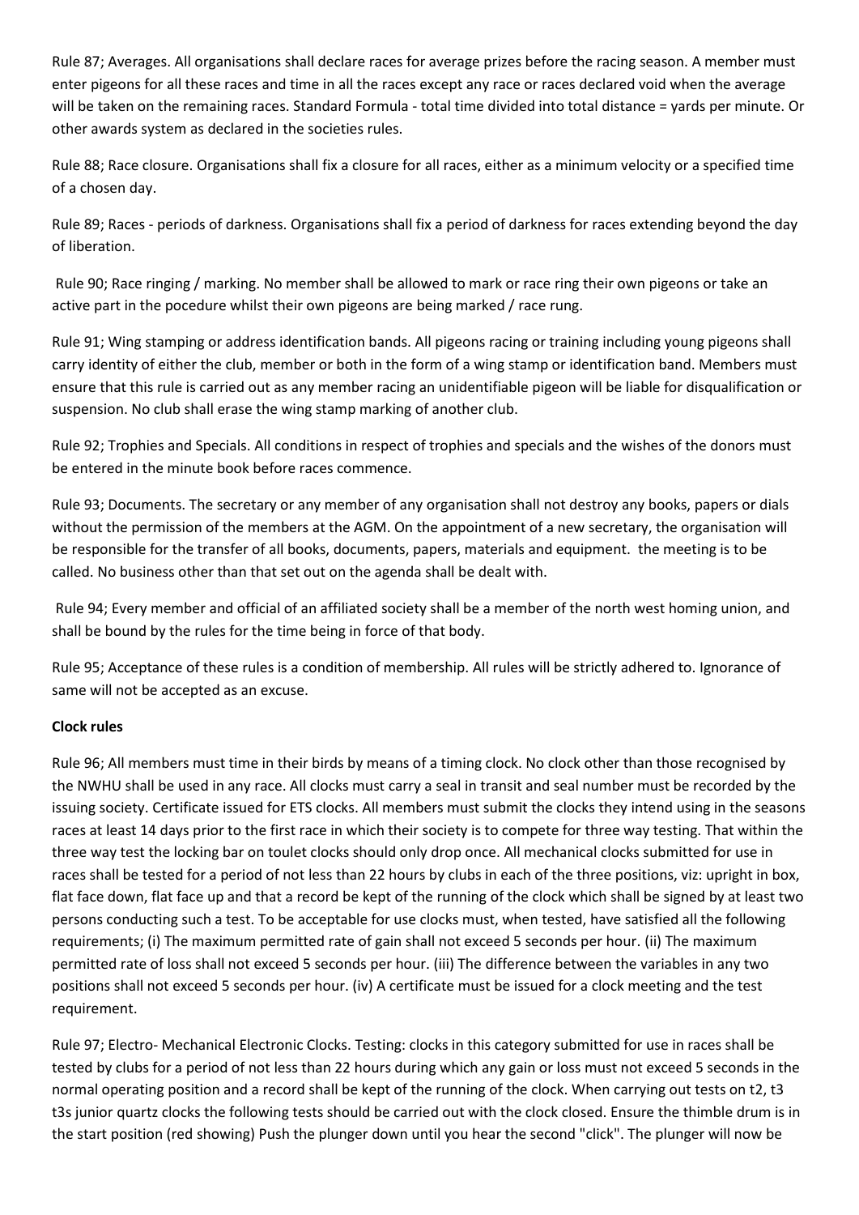Rule 87; Averages. All organisations shall declare races for average prizes before the racing season. A member must enter pigeons for all these races and time in all the races except any race or races declared void when the average will be taken on the remaining races. Standard Formula - total time divided into total distance = yards per minute. Or other awards system as declared in the societies rules.

Rule 88; Race closure. Organisations shall fix a closure for all races, either as a minimum velocity or a specified time of a chosen day.

Rule 89; Races - periods of darkness. Organisations shall fix a period of darkness for races extending beyond the day of liberation.

Rule 90; Race ringing / marking. No member shall be allowed to mark or race ring their own pigeons or take an active part in the pocedure whilst their own pigeons are being marked / race rung.

Rule 91; Wing stamping or address identification bands. All pigeons racing or training including young pigeons shall carry identity of either the club, member or both in the form of a wing stamp or identification band. Members must ensure that this rule is carried out as any member racing an unidentifiable pigeon will be liable for disqualification or suspension. No club shall erase the wing stamp marking of another club.

Rule 92; Trophies and Specials. All conditions in respect of trophies and specials and the wishes of the donors must be entered in the minute book before races commence.

Rule 93; Documents. The secretary or any member of any organisation shall not destroy any books, papers or dials without the permission of the members at the AGM. On the appointment of a new secretary, the organisation will be responsible for the transfer of all books, documents, papers, materials and equipment. the meeting is to be called. No business other than that set out on the agenda shall be dealt with.

Rule 94; Every member and official of an affiliated society shall be a member of the north west homing union, and shall be bound by the rules for the time being in force of that body.

Rule 95; Acceptance of these rules is a condition of membership. All rules will be strictly adhered to. Ignorance of same will not be accepted as an excuse.

**Clock rules**

Rule 96; All members must time in their birds by means of a timing clock. No clock other than those recognised by the NWHU shall be used in any race. All clocks must carry a seal in transit and seal number must be recorded by the issuing society. Certificate issued for ETS clocks. All members must submit the clocks they intend using in the seasons races at least 14 days prior to the first race in which their society is to compete for three way testing. That within the three way test the locking bar on toulet clocks should only drop once. All mechanical clocks submitted for use in races shall be tested for a period of not less than 22 hours by clubs in each of the three positions, viz: upright in box, flat face down, flat face up and that a record be kept of the running of the clock which shall be signed by at least two persons conducting such a test. To be acceptable for use clocks must, when tested, have satisfied all the following requirements; (i) The maximum permitted rate of gain shall not exceed 5 seconds per hour. (ii) The maximum permitted rate of loss shall not exceed 5 seconds per hour. (iii) The difference between the variables in any two positions shall not exceed 5 seconds per hour. (iv) A certificate must be issued for a clock meeting and the test requirement.

Rule 97; Electro- Mechanical Electronic Clocks. Testing: clocks in this category submitted for use in races shall be tested by clubs for a period of not less than 22 hours during which any gain or loss must not exceed 5 seconds in the normal operating position and a record shall be kept of the running of the clock. When carrying out tests on t2, t3 t3s junior quartz clocks the following tests should be carried out with the clock closed. Ensure the thimble drum is in the start position (red showing) Push the plunger down until you hear the second "click". The plunger will now be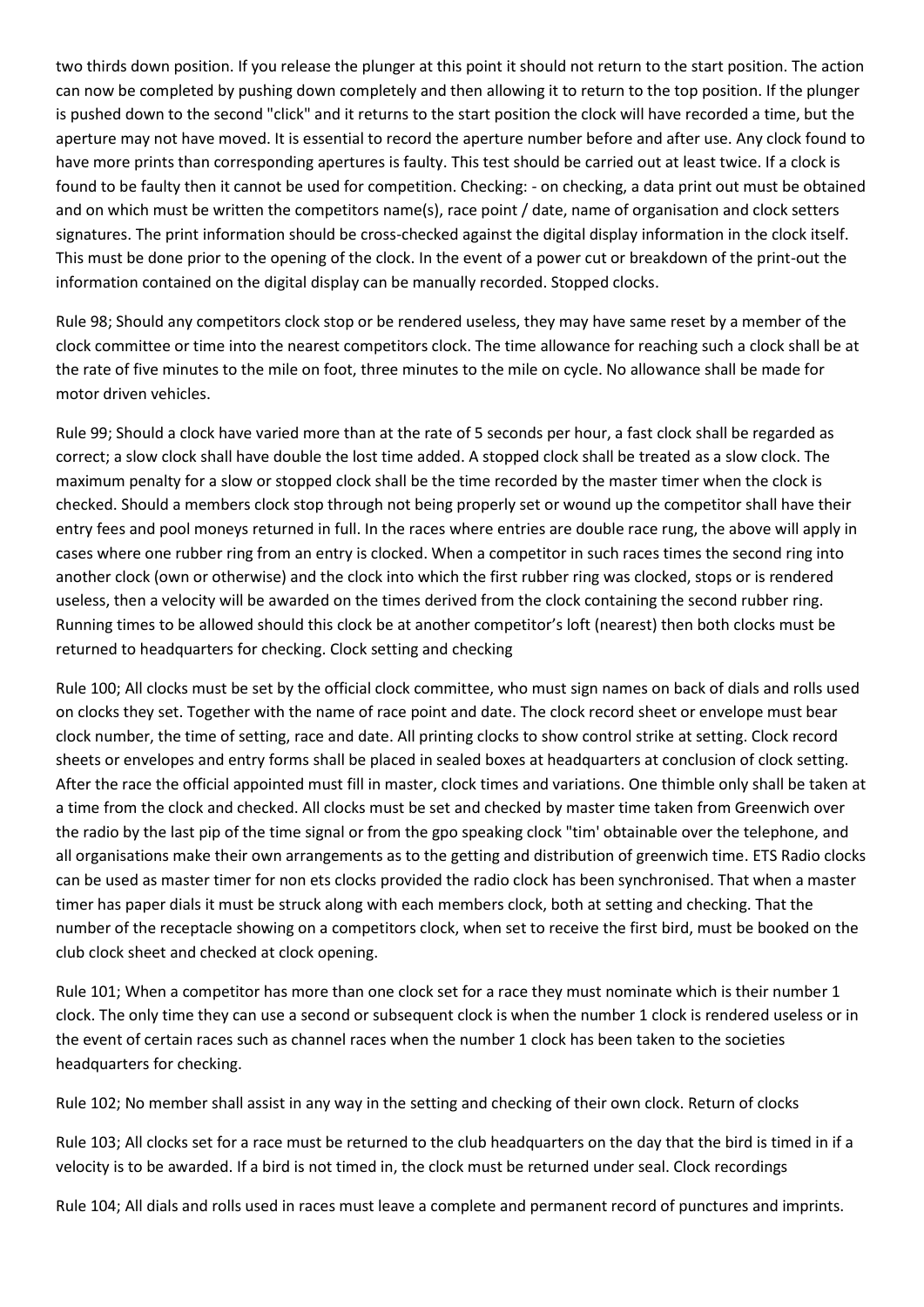two thirds down position. If you release the plunger at this point it should not return to the start position. The action can now be completed by pushing down completely and then allowing it to return to the top position. If the plunger is pushed down to the second "click" and it returns to the start position the clock will have recorded a time, but the aperture may not have moved. It is essential to record the aperture number before and after use. Any clock found to have more prints than corresponding apertures is faulty. This test should be carried out at least twice. If a clock is found to be faulty then it cannot be used for competition. Checking: - on checking, a data print out must be obtained and on which must be written the competitors name(s), race point / date, name of organisation and clock setters signatures. The print information should be cross-checked against the digital display information in the clock itself. This must be done prior to the opening of the clock. In the event of a power cut or breakdown of the print-out the information contained on the digital display can be manually recorded. Stopped clocks.

Rule 98; Should any competitors clock stop or be rendered useless, they may have same reset by a member of the clock committee or time into the nearest competitors clock. The time allowance for reaching such a clock shall be at the rate of five minutes to the mile on foot, three minutes to the mile on cycle. No allowance shall be made for motor driven vehicles.

Rule 99; Should a clock have varied more than at the rate of 5 seconds per hour, a fast clock shall be regarded as correct; a slow clock shall have double the lost time added. A stopped clock shall be treated as a slow clock. The maximum penalty for a slow or stopped clock shall be the time recorded by the master timer when the clock is checked. Should a members clock stop through not being properly set or wound up the competitor shall have their entry fees and pool moneys returned in full. In the races where entries are double race rung, the above will apply in cases where one rubber ring from an entry is clocked. When a competitor in such races times the second ring into another clock (own or otherwise) and the clock into which the first rubber ring was clocked, stops or is rendered useless, then a velocity will be awarded on the times derived from the clock containing the second rubber ring. Running times to be allowed should this clock be at another competitor's loft (nearest) then both clocks must be returned to headquarters for checking. Clock setting and checking

Rule 100; All clocks must be set by the official clock committee, who must sign names on back of dials and rolls used on clocks they set. Together with the name of race point and date. The clock record sheet or envelope must bear clock number, the time of setting, race and date. All printing clocks to show control strike at setting. Clock record sheets or envelopes and entry forms shall be placed in sealed boxes at headquarters at conclusion of clock setting. After the race the official appointed must fill in master, clock times and variations. One thimble only shall be taken at a time from the clock and checked. All clocks must be set and checked by master time taken from Greenwich over the radio by the last pip of the time signal or from the gpo speaking clock "tim' obtainable over the telephone, and all organisations make their own arrangements as to the getting and distribution of greenwich time. ETS Radio clocks can be used as master timer for non ets clocks provided the radio clock has been synchronised. That when a master timer has paper dials it must be struck along with each members clock, both at setting and checking. That the number of the receptacle showing on a competitors clock, when set to receive the first bird, must be booked on the club clock sheet and checked at clock opening.

Rule 101; When a competitor has more than one clock set for a race they must nominate which is their number 1 clock. The only time they can use a second or subsequent clock is when the number 1 clock is rendered useless or in the event of certain races such as channel races when the number 1 clock has been taken to the societies headquarters for checking.

Rule 102; No member shall assist in any way in the setting and checking of their own clock. Return of clocks

Rule 103; All clocks set for a race must be returned to the club headquarters on the day that the bird is timed in if a velocity is to be awarded. If a bird is not timed in, the clock must be returned under seal. Clock recordings

Rule 104; All dials and rolls used in races must leave a complete and permanent record of punctures and imprints.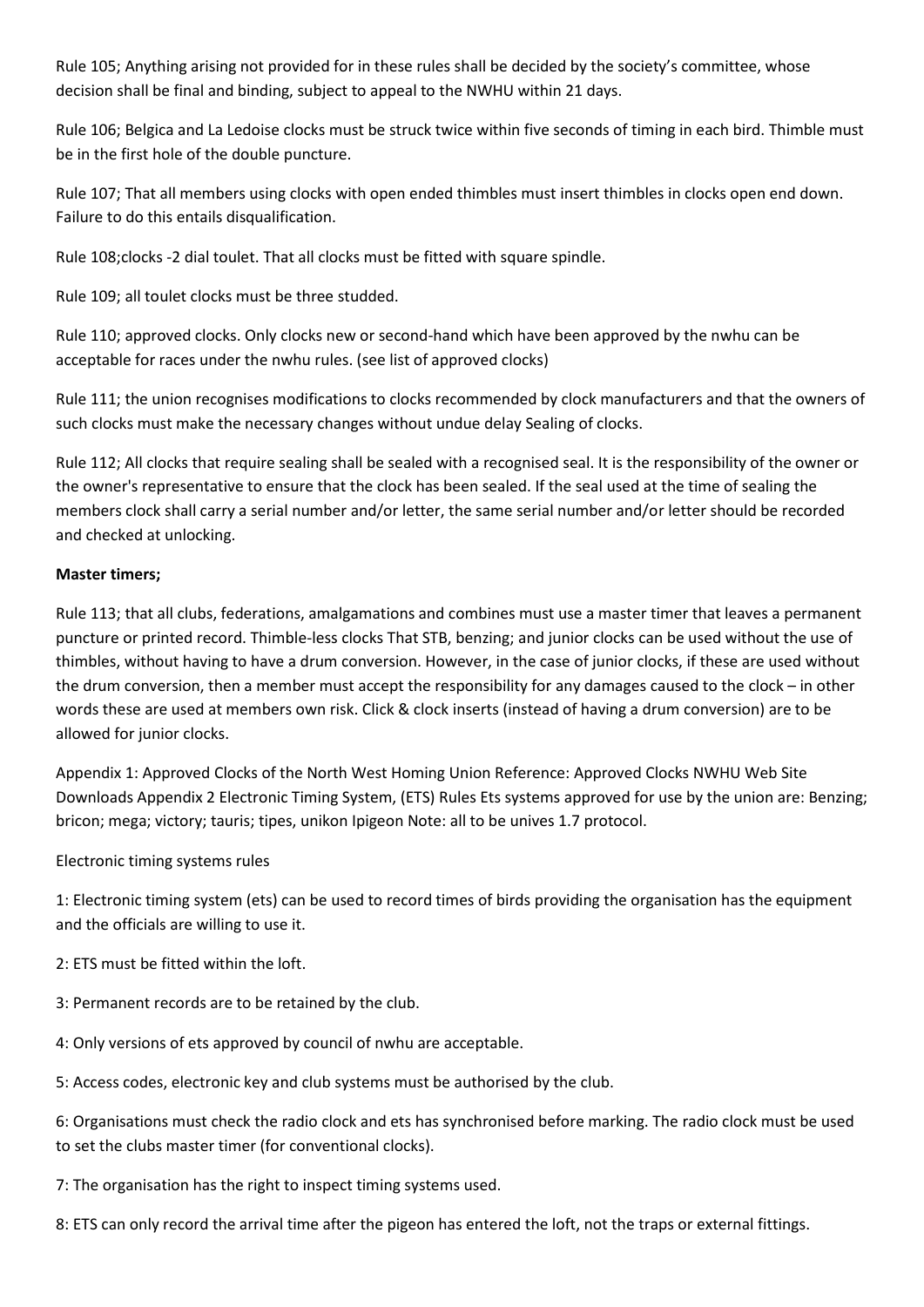Rule 105; Anything arising not provided for in these rules shall be decided by the society's committee, whose decision shall be final and binding, subject to appeal to the NWHU within 21 days.

Rule 106; Belgica and La Ledoise clocks must be struck twice within five seconds of timing in each bird. Thimble must be in the first hole of the double puncture.

Rule 107; That all members using clocks with open ended thimbles must insert thimbles in clocks open end down. Failure to do this entails disqualification.

Rule 108;clocks -2 dial toulet. That all clocks must be fitted with square spindle.

Rule 109; all toulet clocks must be three studded.

Rule 110; approved clocks. Only clocks new or second-hand which have been approved by the nwhu can be acceptable for races under the nwhu rules. (see list of approved clocks)

Rule 111; the union recognises modifications to clocks recommended by clock manufacturers and that the owners of such clocks must make the necessary changes without undue delay Sealing of clocks.

Rule 112; All clocks that require sealing shall be sealed with a recognised seal. It is the responsibility of the owner or the owner's representative to ensure that the clock has been sealed. If the seal used at the time of sealing the members clock shall carry a serial number and/or letter, the same serial number and/or letter should be recorded and checked at unlocking.

**Master timers;**

Rule 113; that all clubs, federations, amalgamations and combines must use a master timer that leaves a permanent puncture or printed record. Thimble-less clocks That STB, benzing; and junior clocks can be used without the use of thimbles, without having to have a drum conversion. However, in the case of junior clocks, if these are used without the drum conversion, then a member must accept the responsibility for any damages caused to the clock – in other words these are used at members own risk. Click & clock inserts (instead of having a drum conversion) are to be allowed for junior clocks.

Appendix 1: Approved Clocks of the North West Homing Union Reference: Approved Clocks NWHU Web Site Downloads Appendix 2 Electronic Timing System, (ETS) Rules Ets systems approved for use by the union are: Benzing; bricon; mega; victory; tauris; tipes, unikon Ipigeon Note: all to be unives 1.7 protocol.

Electronic timing systems rules

1: Electronic timing system (ets) can be used to record times of birds providing the organisation has the equipment and the officials are willing to use it.

2: ETS must be fitted within the loft.

3: Permanent records are to be retained by the club.

4: Only versions of ets approved by council of nwhu are acceptable.

5: Access codes, electronic key and club systems must be authorised by the club.

6: Organisations must check the radio clock and ets has synchronised before marking. The radio clock must be used to set the clubs master timer (for conventional clocks).

7: The organisation has the right to inspect timing systems used.

8: ETS can only record the arrival time after the pigeon has entered the loft, not the traps or external fittings.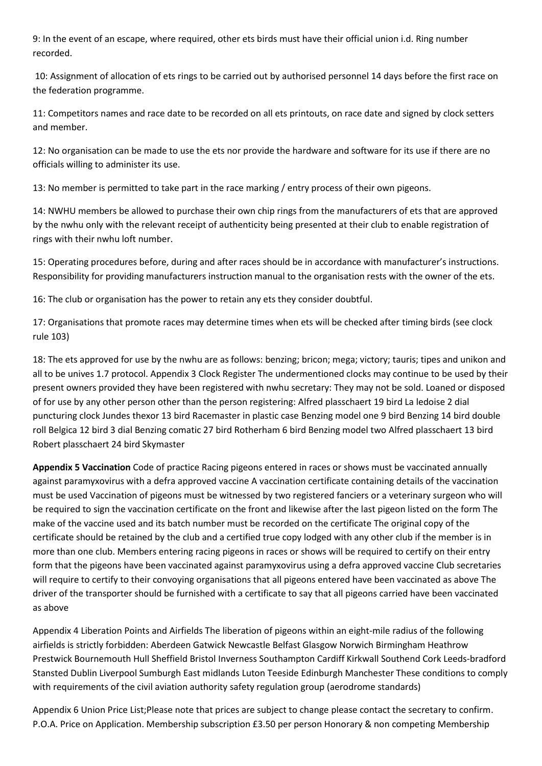9: In the event of an escape, where required, other ets birds must have their official union i.d. Ring number recorded.

10: Assignment of allocation of ets rings to be carried out by authorised personnel 14 days before the first race on the federation programme.

11: Competitors names and race date to be recorded on all ets printouts, on race date and signed by clock setters and member.

12: No organisation can be made to use the ets nor provide the hardware and software for its use if there are no officials willing to administer its use.

13: No member is permitted to take part in the race marking / entry process of their own pigeons.

14: NWHU members be allowed to purchase their own chip rings from the manufacturers of ets that are approved by the nwhu only with the relevant receipt of authenticity being presented at their club to enable registration of rings with their nwhu loft number.

15: Operating procedures before, during and after races should be in accordance with manufacturer's instructions. Responsibility for providing manufacturers instruction manual to the organisation rests with the owner of the ets.

16: The club or organisation has the power to retain any ets they consider doubtful.

17: Organisations that promote races may determine times when ets will be checked after timing birds (see clock rule 103)

18: The ets approved for use by the nwhu are as follows: benzing; bricon; mega; victory; tauris; tipes and unikon and all to be unives 1.7 protocol. Appendix 3 Clock Register The undermentioned clocks may continue to be used by their present owners provided they have been registered with nwhu secretary: They may not be sold. Loaned or disposed of for use by any other person other than the person registering: Alfred plasschaert 19 bird La ledoise 2 dial puncturing clock Jundes thexor 13 bird Racemaster in plastic case Benzing model one 9 bird Benzing 14 bird double roll Belgica 12 bird 3 dial Benzing comatic 27 bird Rotherham 6 bird Benzing model two Alfred plasschaert 13 bird Robert plasschaert 24 bird Skymaster

**Appendix 5 Vaccination** Code of practice Racing pigeons entered in races or shows must be vaccinated annually against paramyxovirus with a defra approved vaccine A vaccination certificate containing details of the vaccination must be used Vaccination of pigeons must be witnessed by two registered fanciers or a veterinary surgeon who will be required to sign the vaccination certificate on the front and likewise after the last pigeon listed on the form The make of the vaccine used and its batch number must be recorded on the certificate The original copy of the certificate should be retained by the club and a certified true copy lodged with any other club if the member is in more than one club. Members entering racing pigeons in races or shows will be required to certify on their entry form that the pigeons have been vaccinated against paramyxovirus using a defra approved vaccine Club secretaries will require to certify to their convoying organisations that all pigeons entered have been vaccinated as above The driver of the transporter should be furnished with a certificate to say that all pigeons carried have been vaccinated as above

Appendix 4 Liberation Points and Airfields The liberation of pigeons within an eight-mile radius of the following airfields is strictly forbidden: Aberdeen Gatwick Newcastle Belfast Glasgow Norwich Birmingham Heathrow Prestwick Bournemouth Hull Sheffield Bristol Inverness Southampton Cardiff Kirkwall Southend Cork Leeds-bradford Stansted Dublin Liverpool Sumburgh East midlands Luton Teeside Edinburgh Manchester These conditions to comply with requirements of the civil aviation authority safety regulation group (aerodrome standards)

Appendix 6 Union Price List;Please note that prices are subject to change please contact the secretary to confirm. P.O.A. Price on Application. Membership subscription £3.50 per person Honorary & non competing Membership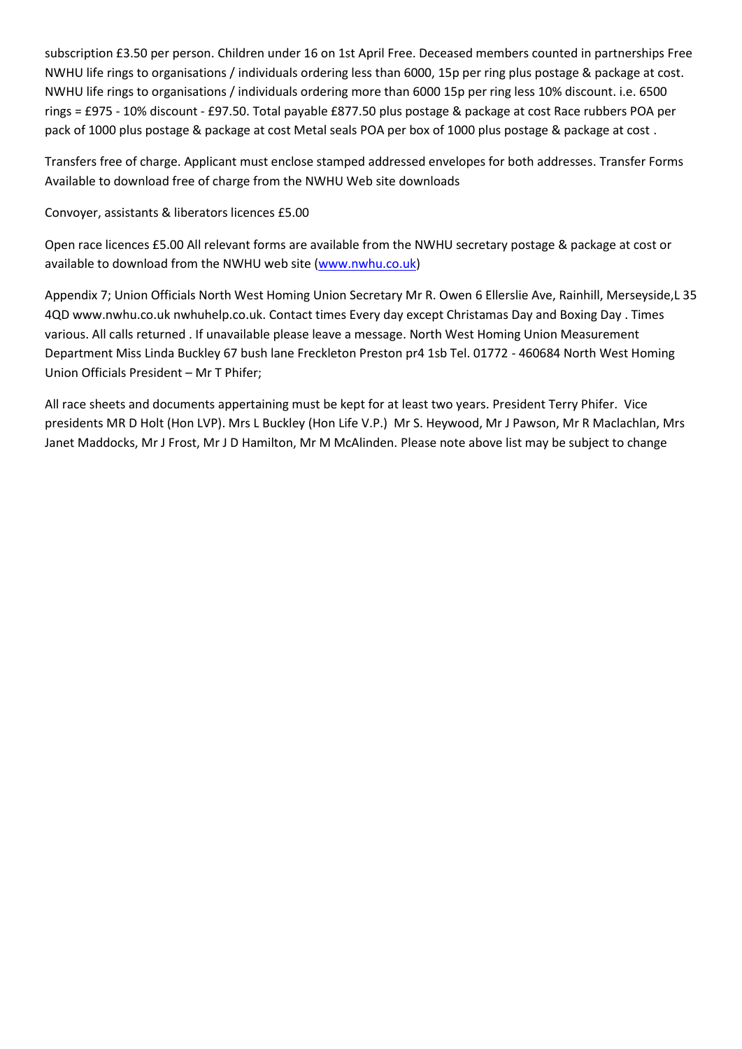subscription £3.50 per person. Children under 16 on 1st April Free. Deceased members counted in partnerships Free NWHU life rings to organisations / individuals ordering less than 6000, 15p per ring plus postage & package at cost. NWHU life rings to organisations / individuals ordering more than 6000 15p per ring less 10% discount. i.e. 6500 rings = £975 - 10% discount - £97.50. Total payable £877.50 plus postage & package at cost Race rubbers POA per pack of 1000 plus postage & package at cost Metal seals POA per box of 1000 plus postage & package at cost .

Transfers free of charge. Applicant must enclose stamped addressed envelopes for both addresses. Transfer Forms Available to download free of charge from the NWHU Web site downloads

Convoyer, assistants & liberators licences £5.00

Open race licences £5.00 All relevant forms are available from the NWHU secretary postage & package at cost or available to download from the NWHU web site ([www.nwhu.co.uk](http://www.nwhu.co.uk))

Appendix 7; Union Officials North West Homing Union Secretary Mr R. Owen 6 Ellerslie Ave, Rainhill, Merseyside,L 35 4QD www.nwhu.co.uk nwhuhelp.co.uk. Contact times Every day except Christamas Day and Boxing Day . Times various. All calls returned . If unavailable please leave a message. North West Homing Union Measurement Department Miss Linda Buckley 67 bush lane Freckleton Preston pr4 1sb Tel. 01772 - 460684 North West Homing Union Officials President – Mr T Phifer;

All race sheets and documents appertaining must be kept for at least two years. President Terry Phifer. Vice presidents MR D Holt (Hon LVP). Mrs L Buckley (Hon Life V.P.) Mr S. Heywood, Mr J Pawson, Mr R Maclachlan, Mrs Janet Maddocks, Mr J Frost, Mr J D Hamilton, Mr M McAlinden. Please note above list may be subject to change